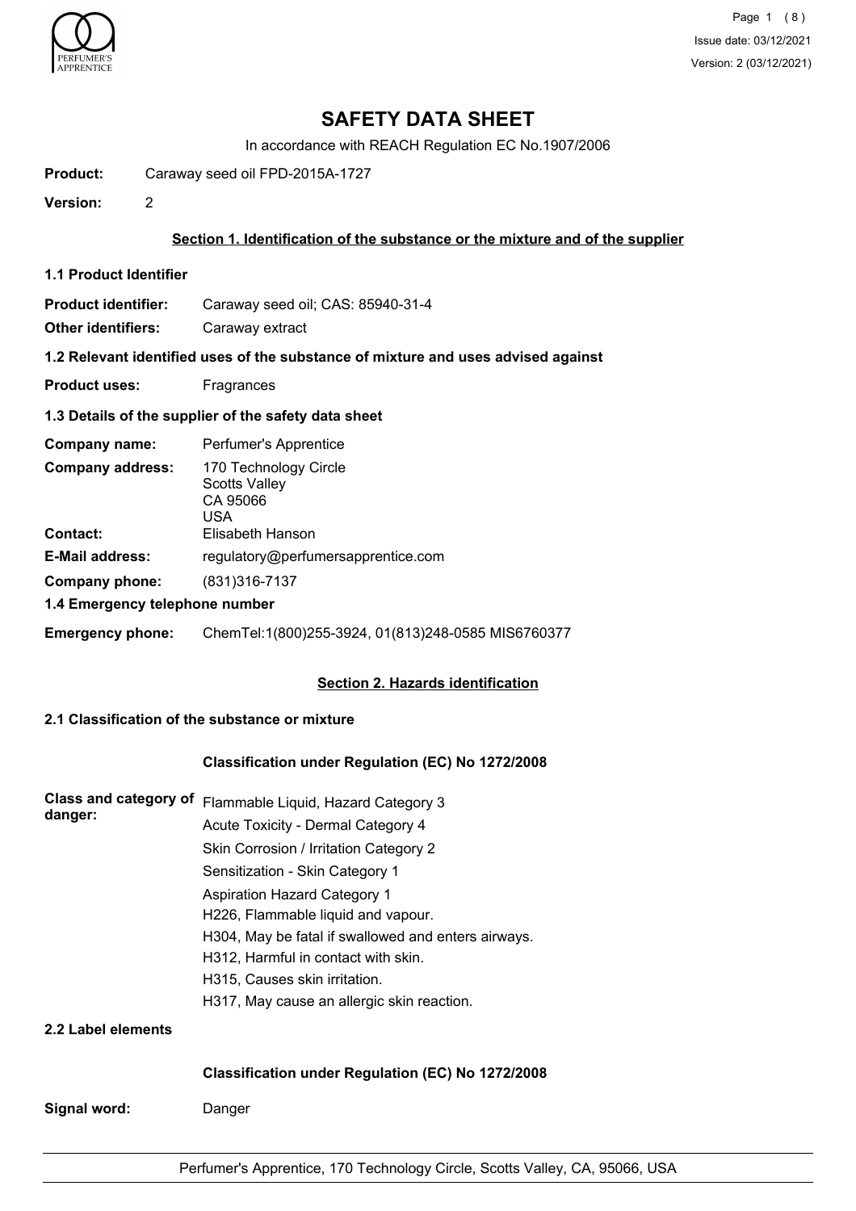# SAFETY DATA SHEET

In accordance with REACH Regulation EC No.1907/2006

**Product:** Caraway seed oil FPD-2015A-1727

**Version:** 2

## Section 1. Identification of the substance or the mixture and of the supplier

### 1.1 Product Identifier

**Product identifier:** Caraway seed oil; CAS: 85940-31-4

**Other identifiers:** Caraway extract

### 1.2 Relevant identified uses of the substance of mixture and uses advised against

**Product uses:** Fragrances

### 1.3 Details of the supplier of the safety data sheet

**Company name:** Perfumer's Apprentice

**Company address:** 170 Technology Circle
Scotts Valley
CA 95066
USA

**Contact:** Elisabeth Hanson

**E-Mail address:** regulatory@perfumersapprentice.com

**Company phone:** (831)316-7137

### 1.4 Emergency telephone number

**Emergency phone:** ChemTel:1(800)255-3924, 01(813)248-0585 MIS6760377

## Section 2. Hazards identification

### 2.1 Classification of the substance or mixture

**Classification under Regulation (EC) No 1272/2008**

**Class and category of danger:**

Flammable Liquid, Hazard Category 3
Acute Toxicity - Dermal Category 4
Skin Corrosion / Irritation Category 2
Sensitization - Skin Category 1
Aspiration Hazard Category 1
H226, Flammable liquid and vapour.
H304, May be fatal if swallowed and enters airways.
H312, Harmful in contact with skin.
H315, Causes skin irritation.
H317, May cause an allergic skin reaction.

### 2.2 Label elements

**Classification under Regulation (EC) No 1272/2008**

**Signal word:** Danger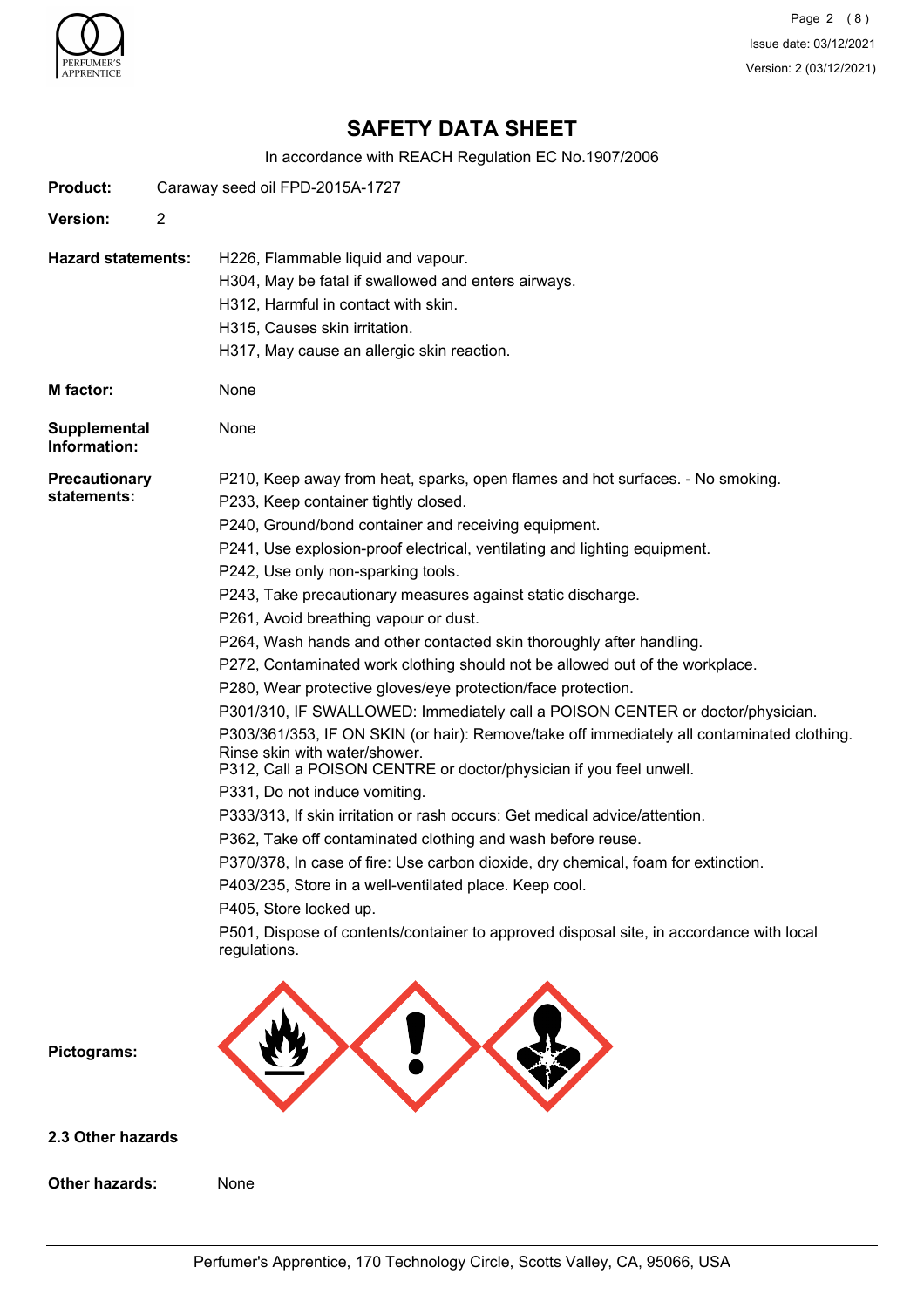# SAFETY DATA SHEET

In accordance with REACH Regulation EC No.1907/2006

**Product:** Caraway seed oil FPD-2015A-1727

**Version:** 2

**Hazard statements:**
H226, Flammable liquid and vapour.
H304, May be fatal if swallowed and enters airways.
H312, Harmful in contact with skin.
H315, Causes skin irritation.
H317, May cause an allergic skin reaction.

**M factor:** None

**Supplemental Information:** None

**Precautionary statements:**
P210, Keep away from heat, sparks, open flames and hot surfaces. - No smoking.
P233, Keep container tightly closed.
P240, Ground/bond container and receiving equipment.
P241, Use explosion-proof electrical, ventilating and lighting equipment.
P242, Use only non-sparking tools.
P243, Take precautionary measures against static discharge.
P261, Avoid breathing vapour or dust.
P264, Wash hands and other contacted skin thoroughly after handling.
P272, Contaminated work clothing should not be allowed out of the workplace.
P280, Wear protective gloves/eye protection/face protection.
P301/310, IF SWALLOWED: Immediately call a POISON CENTER or doctor/physician.
P303/361/353, IF ON SKIN (or hair): Remove/take off immediately all contaminated clothing. Rinse skin with water/shower.
P312, Call a POISON CENTRE or doctor/physician if you feel unwell.
P331, Do not induce vomiting.
P333/313, If skin irritation or rash occurs: Get medical advice/attention.
P362, Take off contaminated clothing and wash before reuse.
P370/378, In case of fire: Use carbon dioxide, dry chemical, foam for extinction.
P403/235, Store in a well-ventilated place. Keep cool.
P405, Store locked up.
P501, Dispose of contents/container to approved disposal site, in accordance with local regulations.

**Pictograms:**

## 2.3 Other hazards

**Other hazards:** None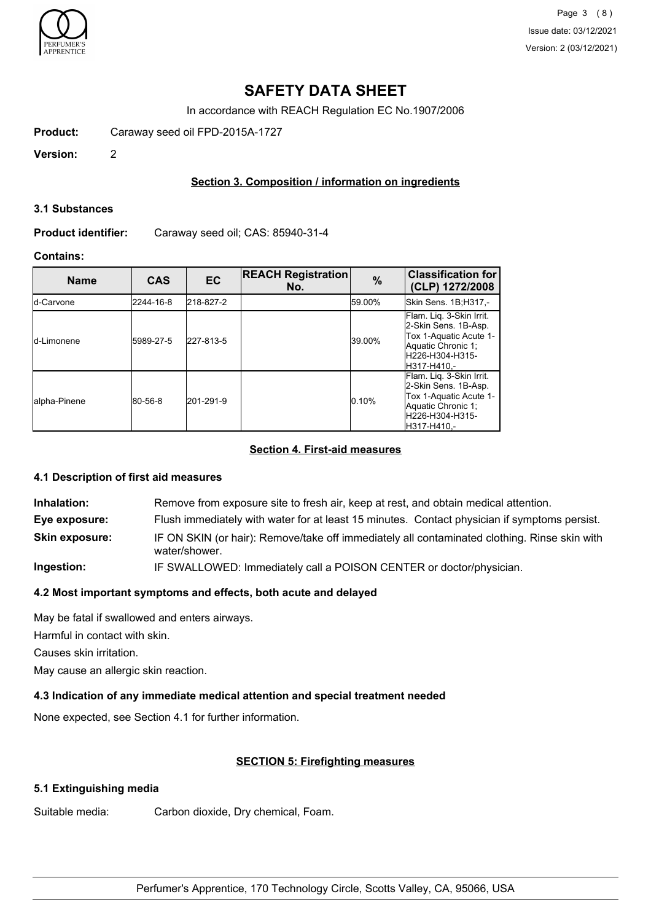# SAFETY DATA SHEET

In accordance with REACH Regulation EC No.1907/2006

**Product:** Caraway seed oil FPD-2015A-1727

**Version:** 2

## Section 3. Composition / information on ingredients

### 3.1 Substances

**Product identifier:** Caraway seed oil; CAS: 85940-31-4

**Contains:**

| Name | CAS | EC | REACH Registration No. | % | Classification for (CLP) 1272/2008 |
|---|---|---|---|---|---|
| d-Carvone | 2244-16-8 | 218-827-2 | | 59.00% | Skin Sens. 1B;H317,- |
| d-Limonene | 5989-27-5 | 227-813-5 | | 39.00% | Flam. Liq. 3-Skin Irrit. 2-Skin Sens. 1B-Asp. Tox 1-Aquatic Acute 1-Aquatic Chronic 1; H226-H304-H315-H317-H410,- |
| alpha-Pinene | 80-56-8 | 201-291-9 | | 0.10% | Flam. Liq. 3-Skin Irrit. 2-Skin Sens. 1B-Asp. Tox 1-Aquatic Acute 1-Aquatic Chronic 1; H226-H304-H315-H317-H410,- |

## Section 4. First-aid measures

### 4.1 Description of first aid measures

**Inhalation:** Remove from exposure site to fresh air, keep at rest, and obtain medical attention.

**Eye exposure:** Flush immediately with water for at least 15 minutes. Contact physician if symptoms persist.

**Skin exposure:** IF ON SKIN (or hair): Remove/take off immediately all contaminated clothing. Rinse skin with water/shower.

**Ingestion:** IF SWALLOWED: Immediately call a POISON CENTER or doctor/physician.

### 4.2 Most important symptoms and effects, both acute and delayed

May be fatal if swallowed and enters airways.

Harmful in contact with skin.

Causes skin irritation.

May cause an allergic skin reaction.

### 4.3 Indication of any immediate medical attention and special treatment needed

None expected, see Section 4.1 for further information.

## SECTION 5: Firefighting measures

### 5.1 Extinguishing media

Suitable media: Carbon dioxide, Dry chemical, Foam.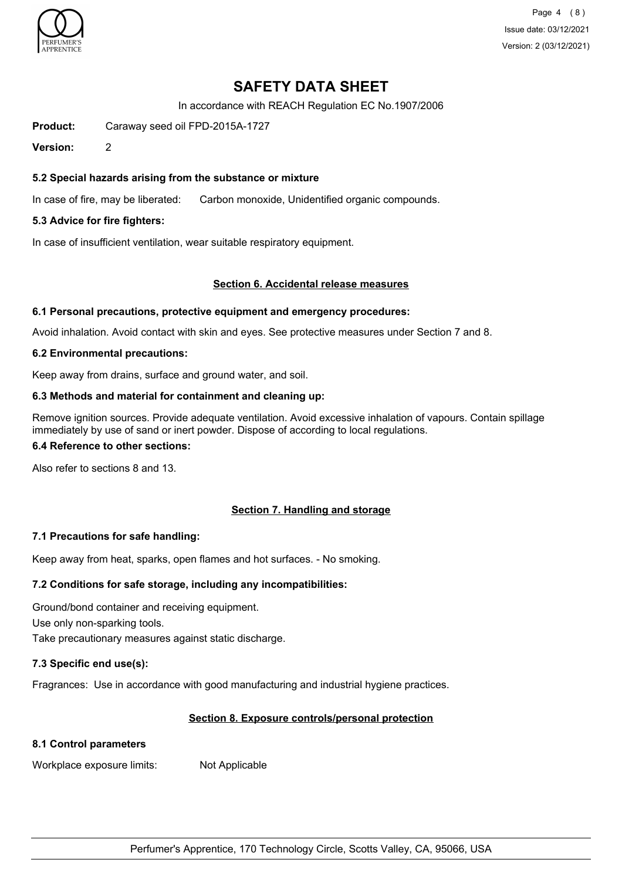# SAFETY DATA SHEET

In accordance with REACH Regulation EC No.1907/2006

**Product:** Caraway seed oil FPD-2015A-1727

**Version:** 2

### 5.2 Special hazards arising from the substance or mixture

In case of fire, may be liberated: Carbon monoxide, Unidentified organic compounds.

### 5.3 Advice for fire fighters:

In case of insufficient ventilation, wear suitable respiratory equipment.

## Section 6. Accidental release measures

### 6.1 Personal precautions, protective equipment and emergency procedures:

Avoid inhalation. Avoid contact with skin and eyes. See protective measures under Section 7 and 8.

### 6.2 Environmental precautions:

Keep away from drains, surface and ground water, and soil.

### 6.3 Methods and material for containment and cleaning up:

Remove ignition sources. Provide adequate ventilation. Avoid excessive inhalation of vapours. Contain spillage immediately by use of sand or inert powder. Dispose of according to local regulations.

### 6.4 Reference to other sections:

Also refer to sections 8 and 13.

## Section 7. Handling and storage

### 7.1 Precautions for safe handling:

Keep away from heat, sparks, open flames and hot surfaces. - No smoking.

### 7.2 Conditions for safe storage, including any incompatibilities:

Ground/bond container and receiving equipment.

Use only non-sparking tools.

Take precautionary measures against static discharge.

### 7.3 Specific end use(s):

Fragrances: Use in accordance with good manufacturing and industrial hygiene practices.

## Section 8. Exposure controls/personal protection

### 8.1 Control parameters

Workplace exposure limits: Not Applicable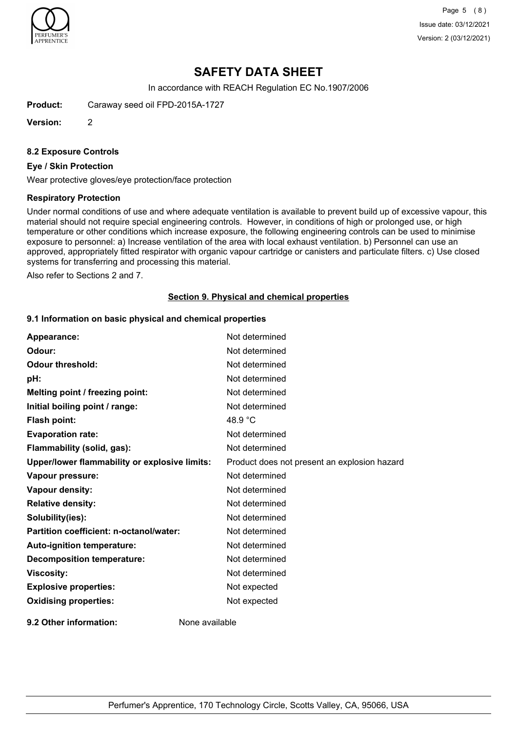# SAFETY DATA SHEET

In accordance with REACH Regulation EC No.1907/2006

**Product:** Caraway seed oil FPD-2015A-1727

**Version:** 2

### 8.2 Exposure Controls

**Eye / Skin Protection**

Wear protective gloves/eye protection/face protection

**Respiratory Protection**

Under normal conditions of use and where adequate ventilation is available to prevent build up of excessive vapour, this material should not require special engineering controls. However, in conditions of high or prolonged use, or high temperature or other conditions which increase exposure, the following engineering controls can be used to minimise exposure to personnel: a) Increase ventilation of the area with local exhaust ventilation. b) Personnel can use an approved, appropriately fitted respirator with organic vapour cartridge or canisters and particulate filters. c) Use closed systems for transferring and processing this material.

Also refer to Sections 2 and 7.

## Section 9. Physical and chemical properties

### 9.1 Information on basic physical and chemical properties

| Property | Value |
|---|---|
| **Appearance:** | Not determined |
| **Odour:** | Not determined |
| **Odour threshold:** | Not determined |
| **pH:** | Not determined |
| **Melting point / freezing point:** | Not determined |
| **Initial boiling point / range:** | Not determined |
| **Flash point:** | 48.9 °C |
| **Evaporation rate:** | Not determined |
| **Flammability (solid, gas):** | Not determined |
| **Upper/lower flammability or explosive limits:** | Product does not present an explosion hazard |
| **Vapour pressure:** | Not determined |
| **Vapour density:** | Not determined |
| **Relative density:** | Not determined |
| **Solubility(ies):** | Not determined |
| **Partition coefficient: n-octanol/water:** | Not determined |
| **Auto-ignition temperature:** | Not determined |
| **Decomposition temperature:** | Not determined |
| **Viscosity:** | Not determined |
| **Explosive properties:** | Not expected |
| **Oxidising properties:** | Not expected |

**9.2 Other information:** None available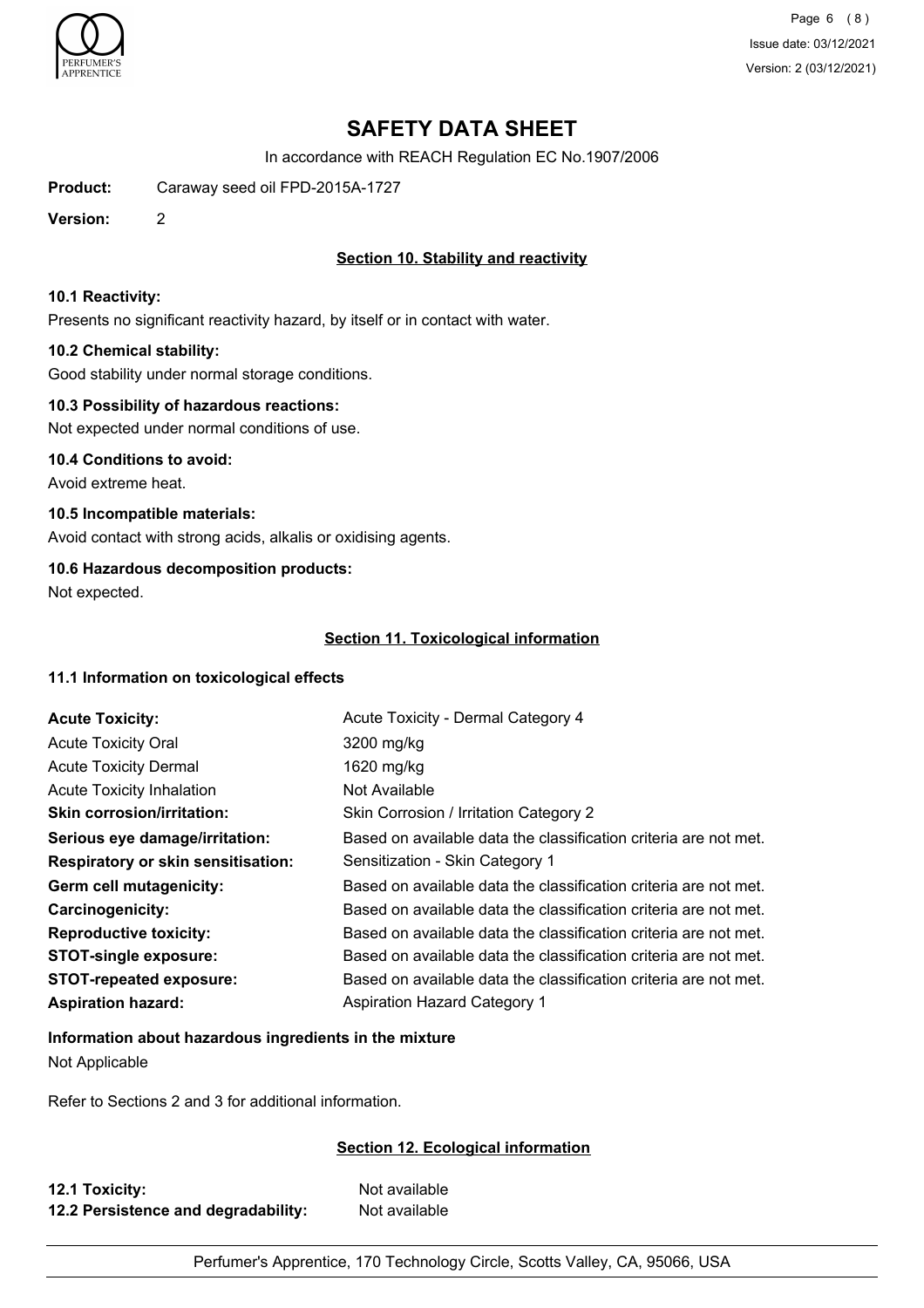# SAFETY DATA SHEET

In accordance with REACH Regulation EC No.1907/2006

**Product:** Caraway seed oil FPD-2015A-1727

**Version:** 2

## Section 10. Stability and reactivity

**10.1 Reactivity:**

Presents no significant reactivity hazard, by itself or in contact with water.

**10.2 Chemical stability:**

Good stability under normal storage conditions.

**10.3 Possibility of hazardous reactions:**

Not expected under normal conditions of use.

**10.4 Conditions to avoid:**

Avoid extreme heat.

**10.5 Incompatible materials:**

Avoid contact with strong acids, alkalis or oxidising agents.

**10.6 Hazardous decomposition products:**

Not expected.

## Section 11. Toxicological information

**11.1 Information on toxicological effects**

| | |
|---|---|
| **Acute Toxicity:** | Acute Toxicity - Dermal Category 4 |
| Acute Toxicity Oral | 3200 mg/kg |
| Acute Toxicity Dermal | 1620 mg/kg |
| Acute Toxicity Inhalation | Not Available |
| **Skin corrosion/irritation:** | Skin Corrosion / Irritation Category 2 |
| **Serious eye damage/irritation:** | Based on available data the classification criteria are not met. |
| **Respiratory or skin sensitisation:** | Sensitization - Skin Category 1 |
| **Germ cell mutagenicity:** | Based on available data the classification criteria are not met. |
| **Carcinogenicity:** | Based on available data the classification criteria are not met. |
| **Reproductive toxicity:** | Based on available data the classification criteria are not met. |
| **STOT-single exposure:** | Based on available data the classification criteria are not met. |
| **STOT-repeated exposure:** | Based on available data the classification criteria are not met. |
| **Aspiration hazard:** | Aspiration Hazard Category 1 |

**Information about hazardous ingredients in the mixture**

Not Applicable

Refer to Sections 2 and 3 for additional information.

## Section 12. Ecological information

| | |
|---|---|
| **12.1 Toxicity:** | Not available |
| **12.2 Persistence and degradability:** | Not available |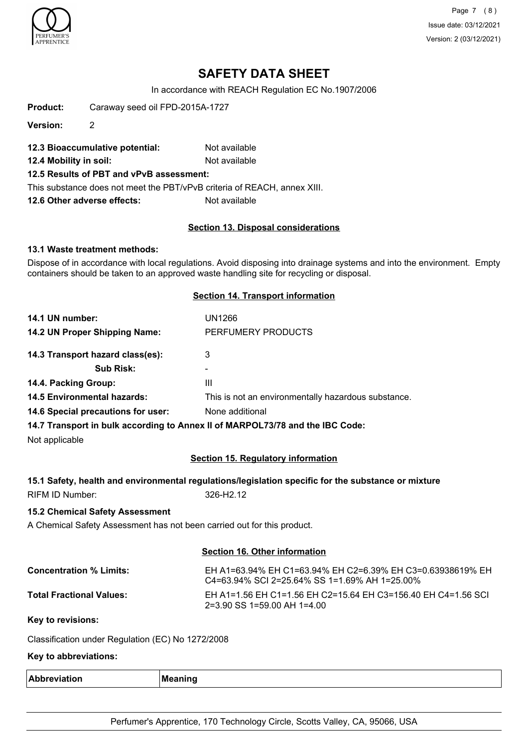# SAFETY DATA SHEET

In accordance with REACH Regulation EC No.1907/2006

**Product:** Caraway seed oil FPD-2015A-1727

**Version:** 2

**12.3 Bioaccumulative potential:** Not available

**12.4 Mobility in soil:** Not available

**12.5 Results of PBT and vPvB assessment:**

This substance does not meet the PBT/vPvB criteria of REACH, annex XIII.

**12.6 Other adverse effects:** Not available

## Section 13. Disposal considerations

**13.1 Waste treatment methods:**

Dispose of in accordance with local regulations. Avoid disposing into drainage systems and into the environment. Empty containers should be taken to an approved waste handling site for recycling or disposal.

## Section 14. Transport information

**14.1 UN number:** UN1266

**14.2 UN Proper Shipping Name:** PERFUMERY PRODUCTS

**14.3 Transport hazard class(es):** 3

**Sub Risk:** -

**14.4. Packing Group:** III

**14.5 Environmental hazards:** This is not an environmentally hazardous substance.

**14.6 Special precautions for user:** None additional

**14.7 Transport in bulk according to Annex II of MARPOL73/78 and the IBC Code:**

Not applicable

## Section 15. Regulatory information

**15.1 Safety, health and environmental regulations/legislation specific for the substance or mixture**

RIFM ID Number: 326-H2.12

**15.2 Chemical Safety Assessment**

A Chemical Safety Assessment has not been carried out for this product.

## Section 16. Other information

**Concentration % Limits:** EH A1=63.94% EH C1=63.94% EH C2=6.39% EH C3=0.63938619% EH C4=63.94% SCI 2=25.64% SS 1=1.69% AH 1=25.00%

**Total Fractional Values:** EH A1=1.56 EH C1=1.56 EH C2=15.64 EH C3=156.40 EH C4=1.56 SCI 2=3.90 SS 1=59.00 AH 1=4.00

**Key to revisions:**

Classification under Regulation (EC) No 1272/2008

**Key to abbreviations:**

| Abbreviation | Meaning |
|---|---|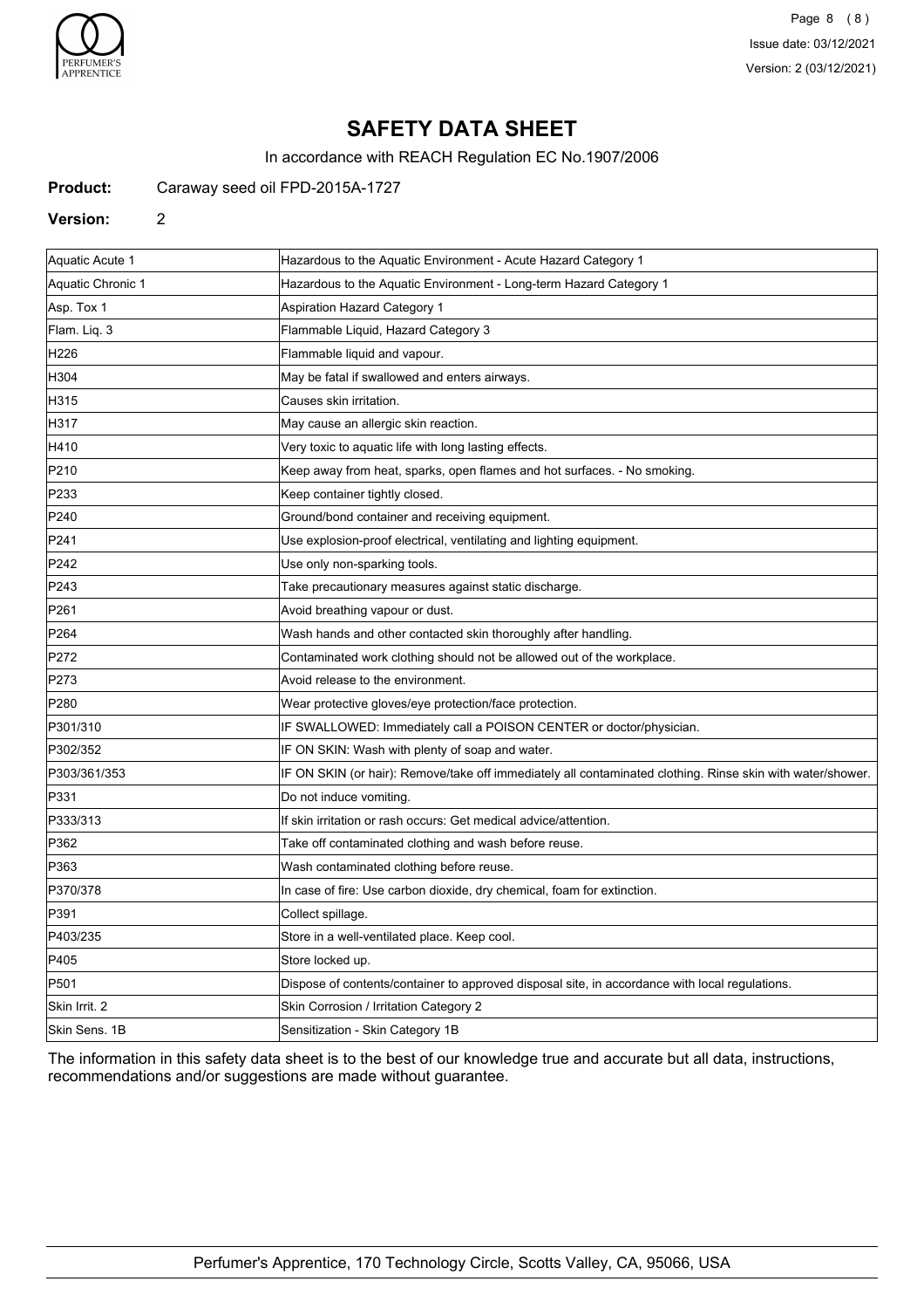# SAFETY DATA SHEET

In accordance with REACH Regulation EC No.1907/2006

**Product:** Caraway seed oil FPD-2015A-1727

**Version:** 2

| | |
|---|---|
| Aquatic Acute 1 | Hazardous to the Aquatic Environment - Acute Hazard Category 1 |
| Aquatic Chronic 1 | Hazardous to the Aquatic Environment - Long-term Hazard Category 1 |
| Asp. Tox 1 | Aspiration Hazard Category 1 |
| Flam. Liq. 3 | Flammable Liquid, Hazard Category 3 |
| H226 | Flammable liquid and vapour. |
| H304 | May be fatal if swallowed and enters airways. |
| H315 | Causes skin irritation. |
| H317 | May cause an allergic skin reaction. |
| H410 | Very toxic to aquatic life with long lasting effects. |
| P210 | Keep away from heat, sparks, open flames and hot surfaces. - No smoking. |
| P233 | Keep container tightly closed. |
| P240 | Ground/bond container and receiving equipment. |
| P241 | Use explosion-proof electrical, ventilating and lighting equipment. |
| P242 | Use only non-sparking tools. |
| P243 | Take precautionary measures against static discharge. |
| P261 | Avoid breathing vapour or dust. |
| P264 | Wash hands and other contacted skin thoroughly after handling. |
| P272 | Contaminated work clothing should not be allowed out of the workplace. |
| P273 | Avoid release to the environment. |
| P280 | Wear protective gloves/eye protection/face protection. |
| P301/310 | IF SWALLOWED: Immediately call a POISON CENTER or doctor/physician. |
| P302/352 | IF ON SKIN: Wash with plenty of soap and water. |
| P303/361/353 | IF ON SKIN (or hair): Remove/take off immediately all contaminated clothing. Rinse skin with water/shower. |
| P331 | Do not induce vomiting. |
| P333/313 | If skin irritation or rash occurs: Get medical advice/attention. |
| P362 | Take off contaminated clothing and wash before reuse. |
| P363 | Wash contaminated clothing before reuse. |
| P370/378 | In case of fire: Use carbon dioxide, dry chemical, foam for extinction. |
| P391 | Collect spillage. |
| P403/235 | Store in a well-ventilated place. Keep cool. |
| P405 | Store locked up. |
| P501 | Dispose of contents/container to approved disposal site, in accordance with local regulations. |
| Skin Irrit. 2 | Skin Corrosion / Irritation Category 2 |
| Skin Sens. 1B | Sensitization - Skin Category 1B |

The information in this safety data sheet is to the best of our knowledge true and accurate but all data, instructions, recommendations and/or suggestions are made without guarantee.